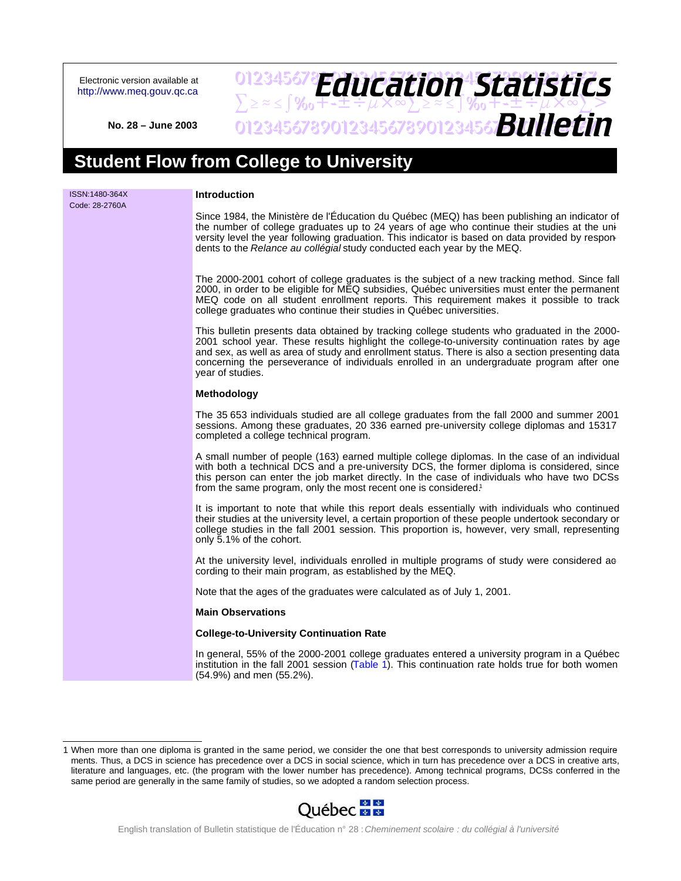Electronic version available at
http://www.meq.gouv.qc.ca

No. 28 – June 2003

# Education Statistics Bulletin

# Student Flow from College to University

ISSN:1480-364X
Code: 28-2760A

### Introduction

Since 1984, the Ministère de l'Éducation du Québec (MEQ) has been publishing an indicator of the number of college graduates up to 24 years of age who continue their studies at the university level the year following graduation. This indicator is based on data provided by respondents to the *Relance au collégial* study conducted each year by the MEQ.

The 2000-2001 cohort of college graduates is the subject of a new tracking method. Since fall 2000, in order to be eligible for MEQ subsidies, Québec universities must enter the permanent MEQ code on all student enrollment reports. This requirement makes it possible to track college graduates who continue their studies in Québec universities.

This bulletin presents data obtained by tracking college students who graduated in the 2000-2001 school year. These results highlight the college-to-university continuation rates by age and sex, as well as area of study and enrollment status. There is also a section presenting data concerning the perseverance of individuals enrolled in an undergraduate program after one year of studies.

### Methodology

The 35 653 individuals studied are all college graduates from the fall 2000 and summer 2001 sessions. Among these graduates, 20 336 earned pre-university college diplomas and 15317 completed a college technical program.

A small number of people (163) earned multiple college diplomas. In the case of an individual with both a technical DCS and a pre-university DCS, the former diploma is considered, since this person can enter the job market directly. In the case of individuals who have two DCSs from the same program, only the most recent one is considered.[1]

It is important to note that while this report deals essentially with individuals who continued their studies at the university level, a certain proportion of these people undertook secondary or college studies in the fall 2001 session. This proportion is, however, very small, representing only 5.1% of the cohort.

At the university level, individuals enrolled in multiple programs of study were considered according to their main program, as established by the MEQ.

Note that the ages of the graduates were calculated as of July 1, 2001.

### Main Observations

#### College-to-University Continuation Rate

In general, 55% of the 2000-2001 college graduates entered a university program in a Québec institution in the fall 2001 session (Table 1). This continuation rate holds true for both women (54.9%) and men (55.2%).

---

1 When more than one diploma is granted in the same period, we consider the one that best corresponds to university admission requirements. Thus, a DCS in science has precedence over a DCS in social science, which in turn has precedence over a DCS in creative arts, literature and languages, etc. (the program with the lower number has precedence). Among technical programs, DCSs conferred in the same period are generally in the same family of studies, so we adopted a random selection process.

English translation of Bulletin statistique de l'Éducation n° 28 : *Cheminement scolaire : du collégial à l'université*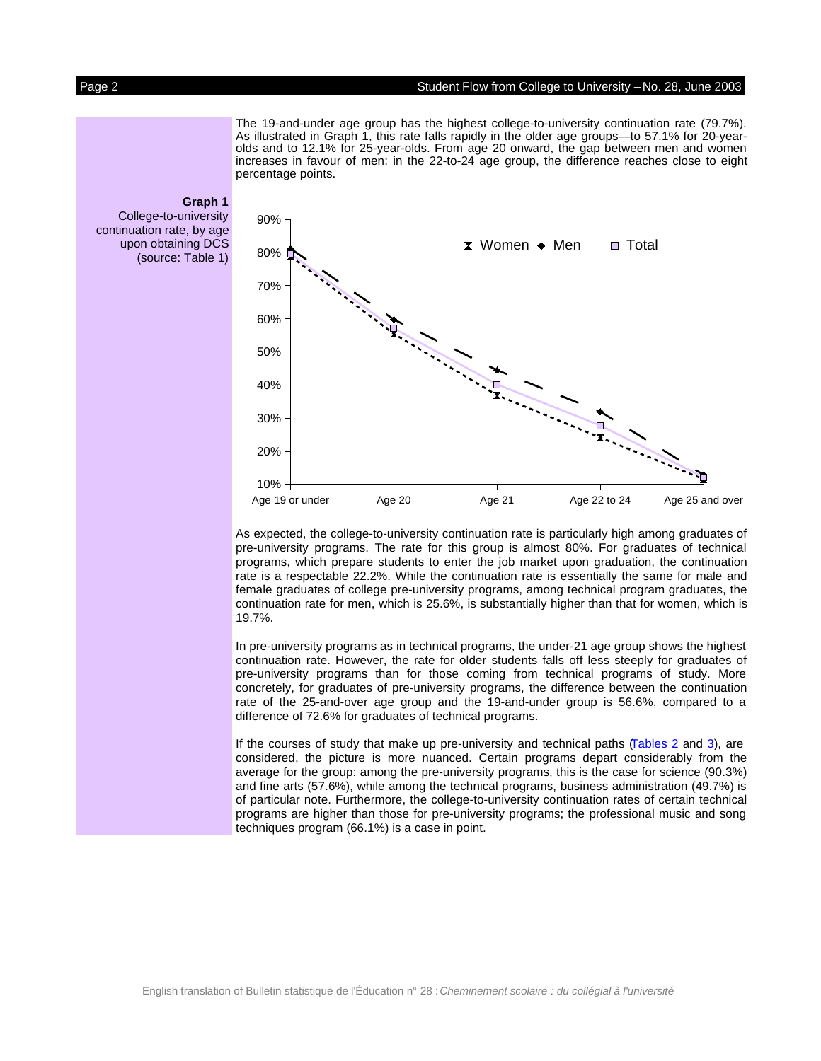The 19-and-under age group has the highest college-to-university continuation rate (79.7%). As illustrated in Graph 1, this rate falls rapidly in the older age groups—to 57.1% for 20-year-olds and to 12.1% for 25-year-olds. From age 20 onward, the gap between men and women increases in favour of men: in the 22-to-24 age group, the difference reaches close to eight percentage points.

**Graph 1**
College-to-university continuation rate, by age upon obtaining DCS (source: Table 1)

As expected, the college-to-university continuation rate is particularly high among graduates of pre-university programs. The rate for this group is almost 80%. For graduates of technical programs, which prepare students to enter the job market upon graduation, the continuation rate is a respectable 22.2%. While the continuation rate is essentially the same for male and female graduates of college pre-university programs, among technical program graduates, the continuation rate for men, which is 25.6%, is substantially higher than that for women, which is 19.7%.

In pre-university programs as in technical programs, the under-21 age group shows the highest continuation rate. However, the rate for older students falls off less steeply for graduates of pre-university programs than for those coming from technical programs of study. More concretely, for graduates of pre-university programs, the difference between the continuation rate of the 25-and-over age group and the 19-and-under group is 56.6%, compared to a difference of 72.6% for graduates of technical programs.

If the courses of study that make up pre-university and technical paths (Tables 2 and 3), are considered, the picture is more nuanced. Certain programs depart considerably from the average for the group: among the pre-university programs, this is the case for science (90.3%) and fine arts (57.6%), while among the technical programs, business administration (49.7%) is of particular note. Furthermore, the college-to-university continuation rates of certain technical programs are higher than those for pre-university programs; the professional music and song techniques program (66.1%) is a case in point.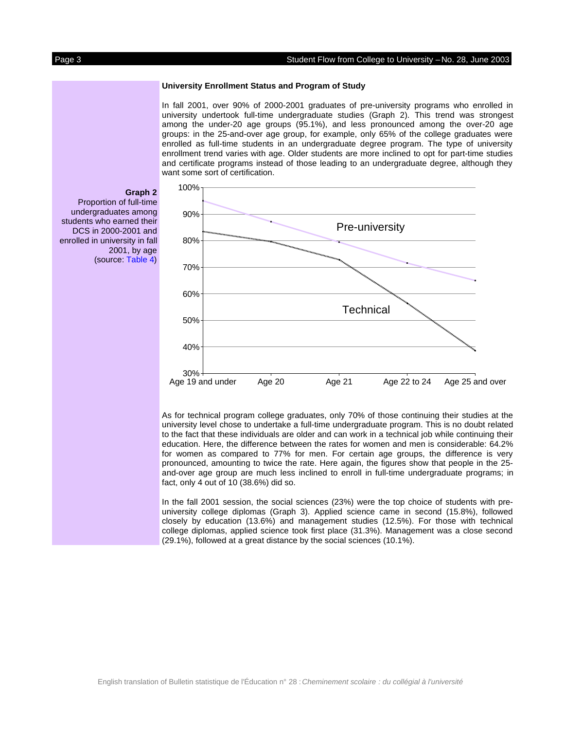### University Enrollment Status and Program of Study

In fall 2001, over 90% of 2000-2001 graduates of pre-university programs who enrolled in university undertook full-time undergraduate studies (Graph 2). This trend was strongest among the under-20 age groups (95.1%), and less pronounced among the over-20 age groups: in the 25-and-over age group, for example, only 65% of the college graduates were enrolled as full-time students in an undergraduate degree program. The type of university enrollment trend varies with age. Older students are more inclined to opt for part-time studies and certificate programs instead of those leading to an undergraduate degree, although they want some sort of certification.

**Graph 2**
Proportion of full-time undergraduates among students who earned their DCS in 2000-2001 and enrolled in university in fall 2001, by age
(source: Table 4)

As for technical program college graduates, only 70% of those continuing their studies at the university level chose to undertake a full-time undergraduate program. This is no doubt related to the fact that these individuals are older and can work in a technical job while continuing their education. Here, the difference between the rates for women and men is considerable: 64.2% for women as compared to 77% for men. For certain age groups, the difference is very pronounced, amounting to twice the rate. Here again, the figures show that people in the 25-and-over age group are much less inclined to enroll in full-time undergraduate programs; in fact, only 4 out of 10 (38.6%) did so.

In the fall 2001 session, the social sciences (23%) were the top choice of students with pre-university college diplomas (Graph 3). Applied science came in second (15.8%), followed closely by education (13.6%) and management studies (12.5%). For those with technical college diplomas, applied science took first place (31.3%). Management was a close second (29.1%), followed at a great distance by the social sciences (10.1%).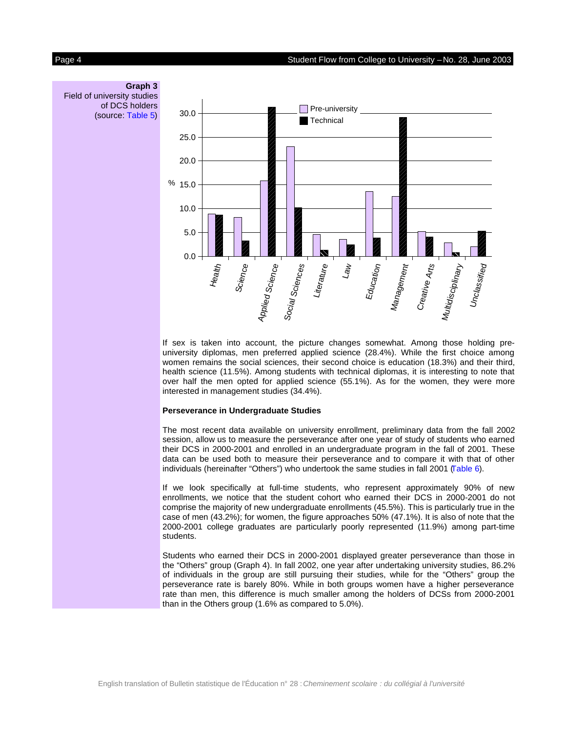**Graph 3**
Field of university studies of DCS holders
(source: Table 5)

If sex is taken into account, the picture changes somewhat. Among those holding pre-university diplomas, men preferred applied science (28.4%). While the first choice among women remains the social sciences, their second choice is education (18.3%) and their third, health science (11.5%). Among students with technical diplomas, it is interesting to note that over half the men opted for applied science (55.1%). As for the women, they were more interested in management studies (34.4%).

**Perseverance in Undergraduate Studies**

The most recent data available on university enrollment, preliminary data from the fall 2002 session, allow us to measure the perseverance after one year of study of students who earned their DCS in 2000-2001 and enrolled in an undergraduate program in the fall of 2001. These data can be used both to measure their perseverance and to compare it with that of other individuals (hereinafter "Others") who undertook the same studies in fall 2001 (Table 6).

If we look specifically at full-time students, who represent approximately 90% of new enrollments, we notice that the student cohort who earned their DCS in 2000-2001 do not comprise the majority of new undergraduate enrollments (45.5%). This is particularly true in the case of men (43.2%); for women, the figure approaches 50% (47.1%). It is also of note that the 2000-2001 college graduates are particularly poorly represented (11.9%) among part-time students.

Students who earned their DCS in 2000-2001 displayed greater perseverance than those in the "Others" group (Graph 4). In fall 2002, one year after undertaking university studies, 86.2% of individuals in the group are still pursuing their studies, while for the "Others" group the perseverance rate is barely 80%. While in both groups women have a higher perseverance rate than men, this difference is much smaller among the holders of DCSs from 2000-2001 than in the Others group (1.6% as compared to 5.0%).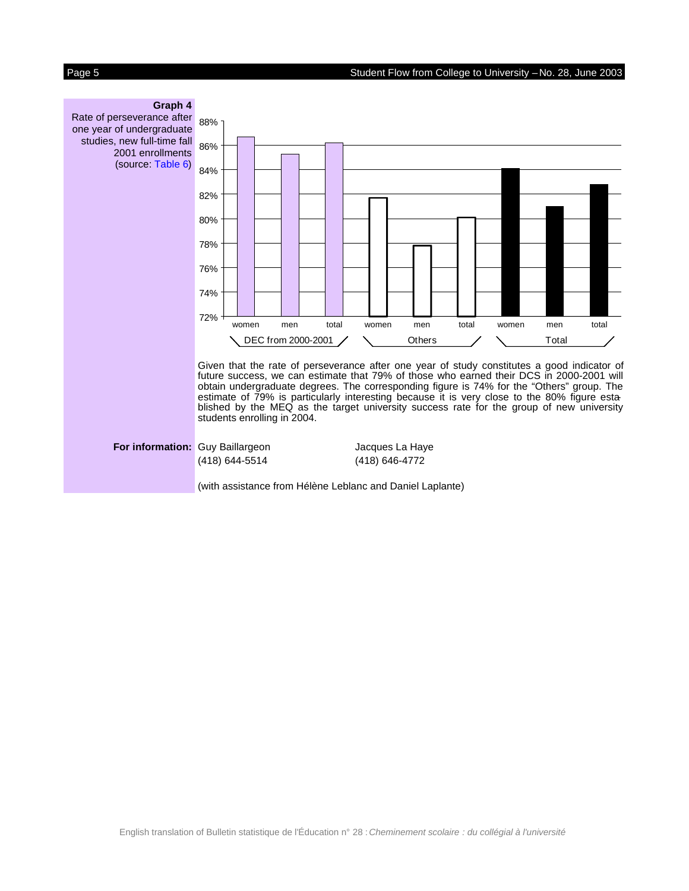**Graph 4**
Rate of perseverance after one year of undergraduate studies, new full-time fall 2001 enrollments
(source: Table 6)

Given that the rate of perseverance after one year of study constitutes a good indicator of future success, we can estimate that 79% of those who earned their DCS in 2000-2001 will obtain undergraduate degrees. The corresponding figure is 74% for the “Others” group. The estimate of 79% is particularly interesting because it is very close to the 80% figure established by the MEQ as the target university success rate for the group of new university students enrolling in 2004.

**For information:** Guy Baillargeon (418) 644-5514 | Jacques La Haye (418) 646-4772

(with assistance from Hélène Leblanc and Daniel Laplante)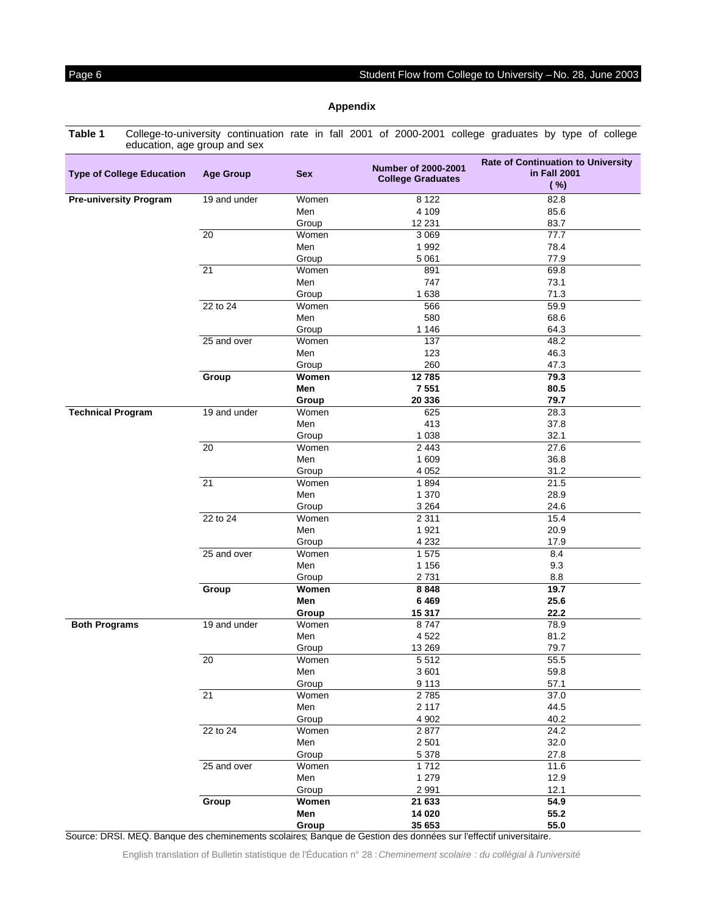## Appendix

**Table 1** College-to-university continuation rate in fall 2001 of 2000-2001 college graduates by type of college education, age group and sex

| Type of College Education | Age Group | Sex | Number of 2000-2001 College Graduates | Rate of Continuation to University in Fall 2001 (%) |
|---|---|---|---|---|
| **Pre-university Program** | 19 and under | Women | 8 122 | 82.8 |
| | | Men | 4 109 | 85.6 |
| | | Group | 12 231 | 83.7 |
| | 20 | Women | 3 069 | 77.7 |
| | | Men | 1 992 | 78.4 |
| | | Group | 5 061 | 77.9 |
| | 21 | Women | 891 | 69.8 |
| | | Men | 747 | 73.1 |
| | | Group | 1 638 | 71.3 |
| | 22 to 24 | Women | 566 | 59.9 |
| | | Men | 580 | 68.6 |
| | | Group | 1 146 | 64.3 |
| | 25 and over | Women | 137 | 48.2 |
| | | Men | 123 | 46.3 |
| | | Group | 260 | 47.3 |
| | **Group** | **Women** | **12 785** | **79.3** |
| | | **Men** | **7 551** | **80.5** |
| | | **Group** | **20 336** | **79.7** |
| **Technical Program** | 19 and under | Women | 625 | 28.3 |
| | | Men | 413 | 37.8 |
| | | Group | 1 038 | 32.1 |
| | 20 | Women | 2 443 | 27.6 |
| | | Men | 1 609 | 36.8 |
| | | Group | 4 052 | 31.2 |
| | 21 | Women | 1 894 | 21.5 |
| | | Men | 1 370 | 28.9 |
| | | Group | 3 264 | 24.6 |
| | 22 to 24 | Women | 2 311 | 15.4 |
| | | Men | 1 921 | 20.9 |
| | | Group | 4 232 | 17.9 |
| | 25 and over | Women | 1 575 | 8.4 |
| | | Men | 1 156 | 9.3 |
| | | Group | 2 731 | 8.8 |
| | **Group** | **Women** | **8 848** | **19.7** |
| | | **Men** | **6 469** | **25.6** |
| | | **Group** | **15 317** | **22.2** |
| **Both Programs** | 19 and under | Women | 8 747 | 78.9 |
| | | Men | 4 522 | 81.2 |
| | | Group | 13 269 | 79.7 |
| | 20 | Women | 5 512 | 55.5 |
| | | Men | 3 601 | 59.8 |
| | | Group | 9 113 | 57.1 |
| | 21 | Women | 2 785 | 37.0 |
| | | Men | 2 117 | 44.5 |
| | | Group | 4 902 | 40.2 |
| | 22 to 24 | Women | 2 877 | 24.2 |
| | | Men | 2 501 | 32.0 |
| | | Group | 5 378 | 27.8 |
| | 25 and over | Women | 1 712 | 11.6 |
| | | Men | 1 279 | 12.9 |
| | | Group | 2 991 | 12.1 |
| | **Group** | **Women** | **21 633** | **54.9** |
| | | **Men** | **14 020** | **55.2** |
| | | **Group** | **35 653** | **55.0** |

Source: DRSI. MEQ. Banque des cheminements scolaires; Banque de Gestion des données sur l'effectif universitaire.

English translation of Bulletin statistique de l'Éducation n° 28 : *Cheminement scolaire : du collégial à l'université*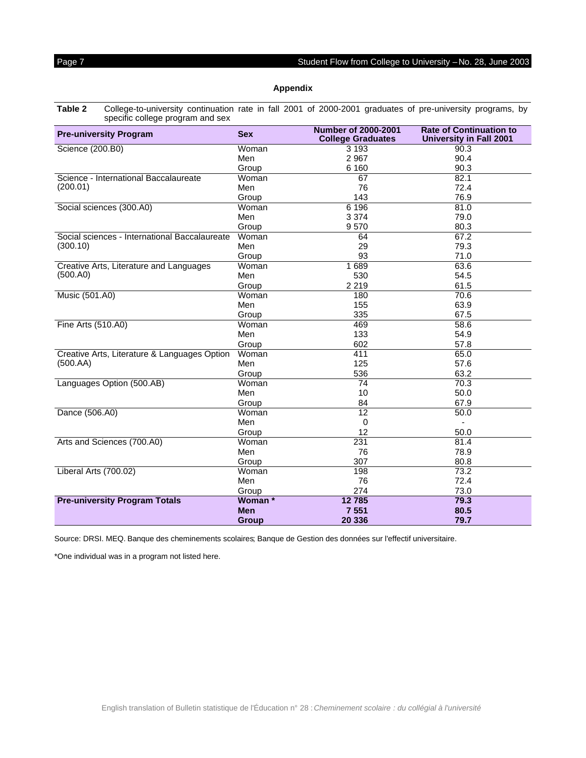## Appendix

**Table 2** College-to-university continuation rate in fall 2001 of 2000-2001 graduates of pre-university programs, by specific college program and sex

| Pre-university Program | Sex | Number of 2000-2001 College Graduates | Rate of Continuation to University in Fall 2001 |
|---|---|---|---|
| Science (200.B0) | Woman | 3 193 | 90.3 |
| | Men | 2 967 | 90.4 |
| | Group | 6 160 | 90.3 |
| Science - International Baccalaureate (200.01) | Woman | 67 | 82.1 |
| | Men | 76 | 72.4 |
| | Group | 143 | 76.9 |
| Social sciences (300.A0) | Woman | 6 196 | 81.0 |
| | Men | 3 374 | 79.0 |
| | Group | 9 570 | 80.3 |
| Social sciences - International Baccalaureate (300.10) | Woman | 64 | 67.2 |
| | Men | 29 | 79.3 |
| | Group | 93 | 71.0 |
| Creative Arts, Literature and Languages (500.A0) | Woman | 1 689 | 63.6 |
| | Men | 530 | 54.5 |
| | Group | 2 219 | 61.5 |
| Music (501.A0) | Woman | 180 | 70.6 |
| | Men | 155 | 63.9 |
| | Group | 335 | 67.5 |
| Fine Arts (510.A0) | Woman | 469 | 58.6 |
| | Men | 133 | 54.9 |
| | Group | 602 | 57.8 |
| Creative Arts, Literature & Languages Option (500.AA) | Woman | 411 | 65.0 |
| | Men | 125 | 57.6 |
| | Group | 536 | 63.2 |
| Languages Option (500.AB) | Woman | 74 | 70.3 |
| | Men | 10 | 50.0 |
| | Group | 84 | 67.9 |
| Dance (506.A0) | Woman | 12 | 50.0 |
| | Men | 0 | - |
| | Group | 12 | 50.0 |
| Arts and Sciences (700.A0) | Woman | 231 | 81.4 |
| | Men | 76 | 78.9 |
| | Group | 307 | 80.8 |
| Liberal Arts (700.02) | Woman | 198 | 73.2 |
| | Men | 76 | 72.4 |
| | Group | 274 | 73.0 |
| **Pre-university Program Totals** | **Woman *** | **12 785** | **79.3** |
| | **Men** | **7 551** | **80.5** |
| | **Group** | **20 336** | **79.7** |

Source: DRSI. MEQ. Banque des cheminements scolaires; Banque de Gestion des données sur l'effectif universitaire.

*One individual was in a program not listed here.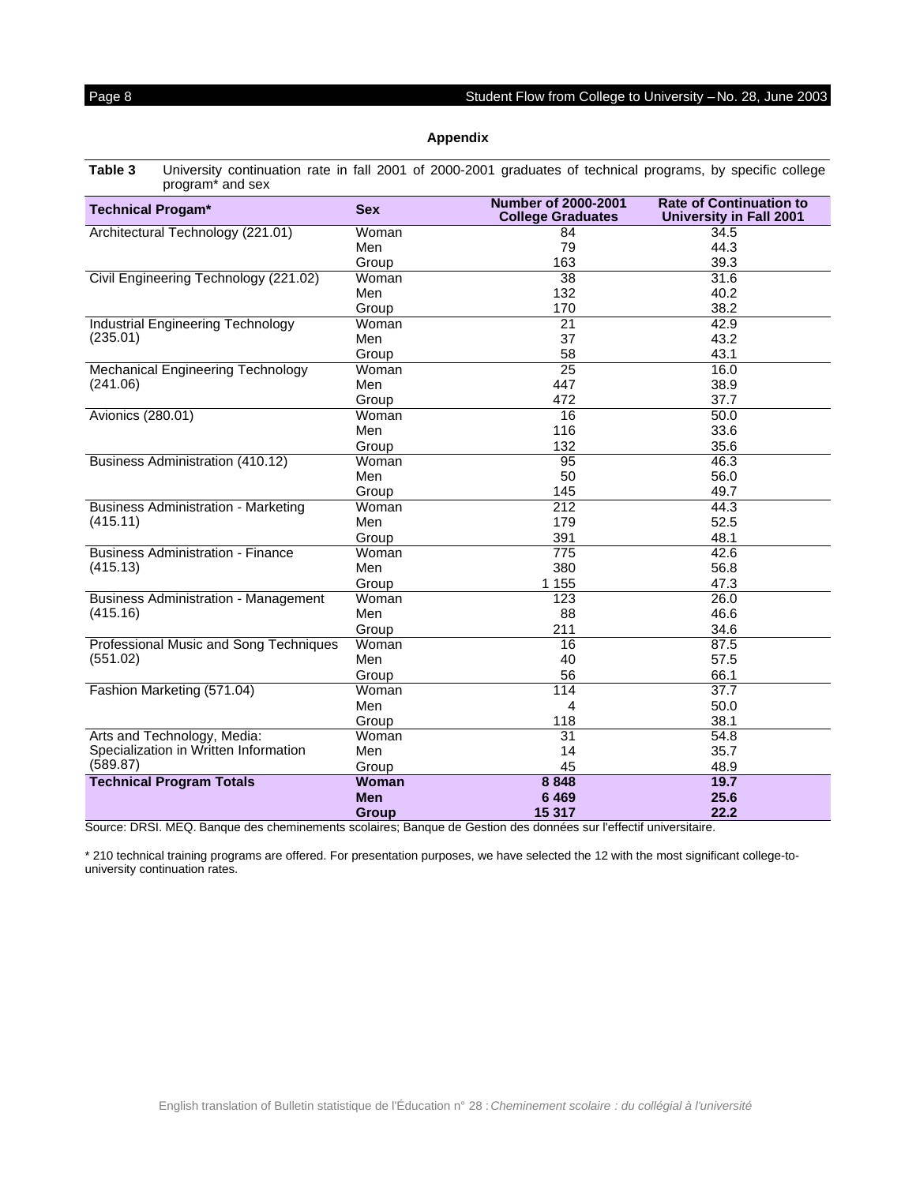## Appendix

**Table 3** University continuation rate in fall 2001 of 2000-2001 graduates of technical programs, by specific college program* and sex

| Technical Progam* | Sex | Number of 2000-2001 College Graduates | Rate of Continuation to University in Fall 2001 |
|---|---|---|---|
| Architectural Technology (221.01) | Woman | 84 | 34.5 |
| | Men | 79 | 44.3 |
| | Group | 163 | 39.3 |
| Civil Engineering Technology (221.02) | Woman | 38 | 31.6 |
| | Men | 132 | 40.2 |
| | Group | 170 | 38.2 |
| Industrial Engineering Technology (235.01) | Woman | 21 | 42.9 |
| | Men | 37 | 43.2 |
| | Group | 58 | 43.1 |
| Mechanical Engineering Technology (241.06) | Woman | 25 | 16.0 |
| | Men | 447 | 38.9 |
| | Group | 472 | 37.7 |
| Avionics (280.01) | Woman | 16 | 50.0 |
| | Men | 116 | 33.6 |
| | Group | 132 | 35.6 |
| Business Administration (410.12) | Woman | 95 | 46.3 |
| | Men | 50 | 56.0 |
| | Group | 145 | 49.7 |
| Business Administration - Marketing (415.11) | Woman | 212 | 44.3 |
| | Men | 179 | 52.5 |
| | Group | 391 | 48.1 |
| Business Administration - Finance (415.13) | Woman | 775 | 42.6 |
| | Men | 380 | 56.8 |
| | Group | 1 155 | 47.3 |
| Business Administration - Management (415.16) | Woman | 123 | 26.0 |
| | Men | 88 | 46.6 |
| | Group | 211 | 34.6 |
| Professional Music and Song Techniques (551.02) | Woman | 16 | 87.5 |
| | Men | 40 | 57.5 |
| | Group | 56 | 66.1 |
| Fashion Marketing (571.04) | Woman | 114 | 37.7 |
| | Men | 4 | 50.0 |
| | Group | 118 | 38.1 |
| Arts and Technology, Media: Specialization in Written Information (589.87) | Woman | 31 | 54.8 |
| | Men | 14 | 35.7 |
| | Group | 45 | 48.9 |
| **Technical Program Totals** | **Woman** | **8 848** | **19.7** |
| | **Men** | **6 469** | **25.6** |
| | **Group** | **15 317** | **22.2** |

Source: DRSI. MEQ. Banque des cheminements scolaires; Banque de Gestion des données sur l'effectif universitaire.

\* 210 technical training programs are offered. For presentation purposes, we have selected the 12 with the most significant college-to-university continuation rates.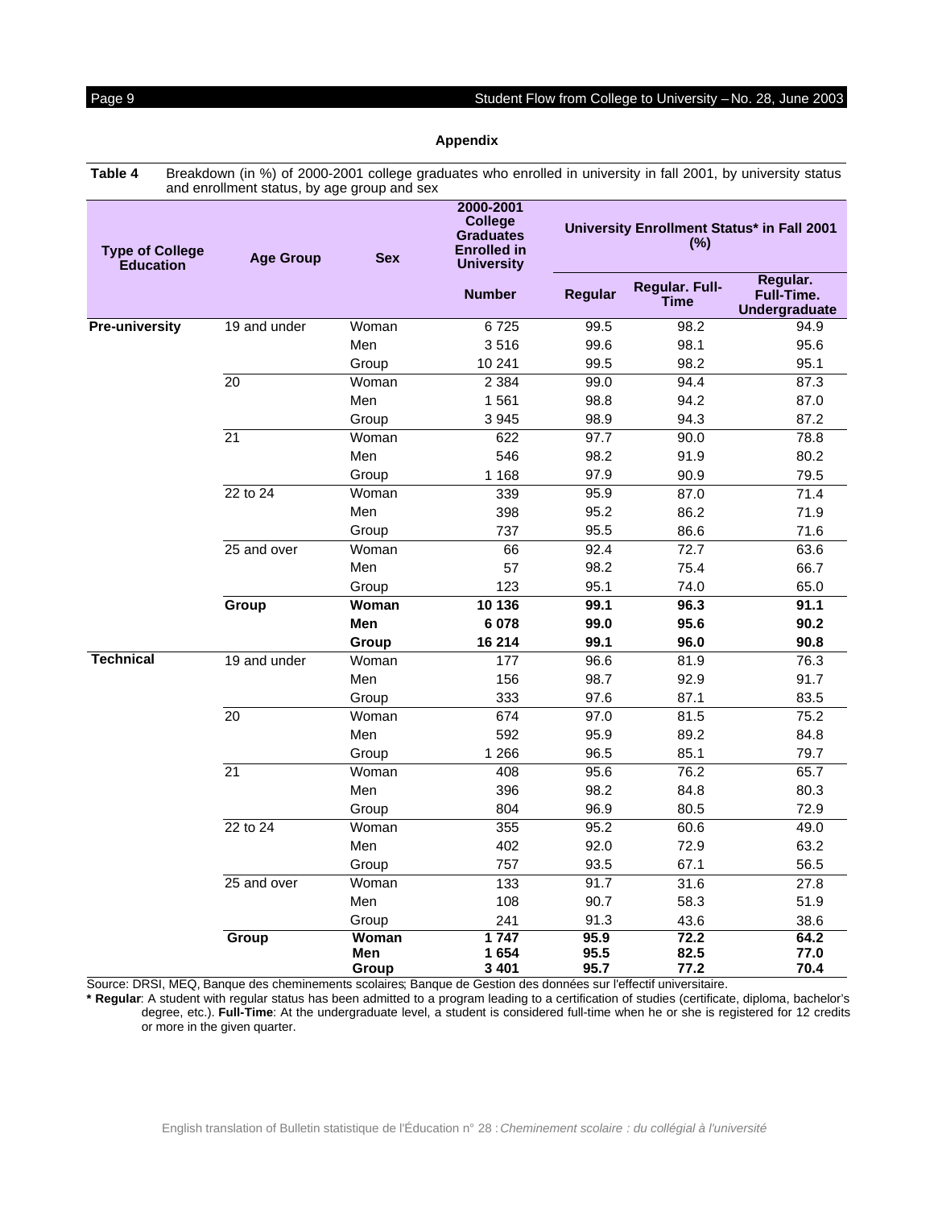## Appendix

**Table 4** Breakdown (in %) of 2000-2001 college graduates who enrolled in university in fall 2001, by university status and enrollment status, by age group and sex

| Type of College Education | Age Group | Sex | 2000-2001 College Graduates Enrolled in University | University Enrollment Status* in Fall 2001 (%) | | |
|---|---|---|---|---|---|---|
| | | | Number | Regular | Regular. Full-Time | Regular. Full-Time. Undergraduate |
| **Pre-university** | 19 and under | Woman | 6 725 | 99.5 | 98.2 | 94.9 |
| | | Men | 3 516 | 99.6 | 98.1 | 95.6 |
| | | Group | 10 241 | 99.5 | 98.2 | 95.1 |
| | 20 | Woman | 2 384 | 99.0 | 94.4 | 87.3 |
| | | Men | 1 561 | 98.8 | 94.2 | 87.0 |
| | | Group | 3 945 | 98.9 | 94.3 | 87.2 |
| | 21 | Woman | 622 | 97.7 | 90.0 | 78.8 |
| | | Men | 546 | 98.2 | 91.9 | 80.2 |
| | | Group | 1 168 | 97.9 | 90.9 | 79.5 |
| | 22 to 24 | Woman | 339 | 95.9 | 87.0 | 71.4 |
| | | Men | 398 | 95.2 | 86.2 | 71.9 |
| | | Group | 737 | 95.5 | 86.6 | 71.6 |
| | 25 and over | Woman | 66 | 92.4 | 72.7 | 63.6 |
| | | Men | 57 | 98.2 | 75.4 | 66.7 |
| | | Group | 123 | 95.1 | 74.0 | 65.0 |
| | **Group** | **Woman** | **10 136** | **99.1** | **96.3** | **91.1** |
| | | **Men** | **6 078** | **99.0** | **95.6** | **90.2** |
| | | **Group** | **16 214** | **99.1** | **96.0** | **90.8** |
| **Technical** | 19 and under | Woman | 177 | 96.6 | 81.9 | 76.3 |
| | | Men | 156 | 98.7 | 92.9 | 91.7 |
| | | Group | 333 | 97.6 | 87.1 | 83.5 |
| | 20 | Woman | 674 | 97.0 | 81.5 | 75.2 |
| | | Men | 592 | 95.9 | 89.2 | 84.8 |
| | | Group | 1 266 | 96.5 | 85.1 | 79.7 |
| | 21 | Woman | 408 | 95.6 | 76.2 | 65.7 |
| | | Men | 396 | 98.2 | 84.8 | 80.3 |
| | | Group | 804 | 96.9 | 80.5 | 72.9 |
| | 22 to 24 | Woman | 355 | 95.2 | 60.6 | 49.0 |
| | | Men | 402 | 92.0 | 72.9 | 63.2 |
| | | Group | 757 | 93.5 | 67.1 | 56.5 |
| | 25 and over | Woman | 133 | 91.7 | 31.6 | 27.8 |
| | | Men | 108 | 90.7 | 58.3 | 51.9 |
| | | Group | 241 | 91.3 | 43.6 | 38.6 |
| | **Group** | **Woman** | **1 747** | **95.9** | **72.2** | **64.2** |
| | | **Men** | **1 654** | **95.5** | **82.5** | **77.0** |
| | | **Group** | **3 401** | **95.7** | **77.2** | **70.4** |

Source: DRSI, MEQ, Banque des cheminements scolaires; Banque de Gestion des données sur l'effectif universitaire.

**\* Regular**: A student with regular status has been admitted to a program leading to a certification of studies (certificate, diploma, bachelor's degree, etc.). **Full-Time**: At the undergraduate level, a student is considered full-time when he or she is registered for 12 credits or more in the given quarter.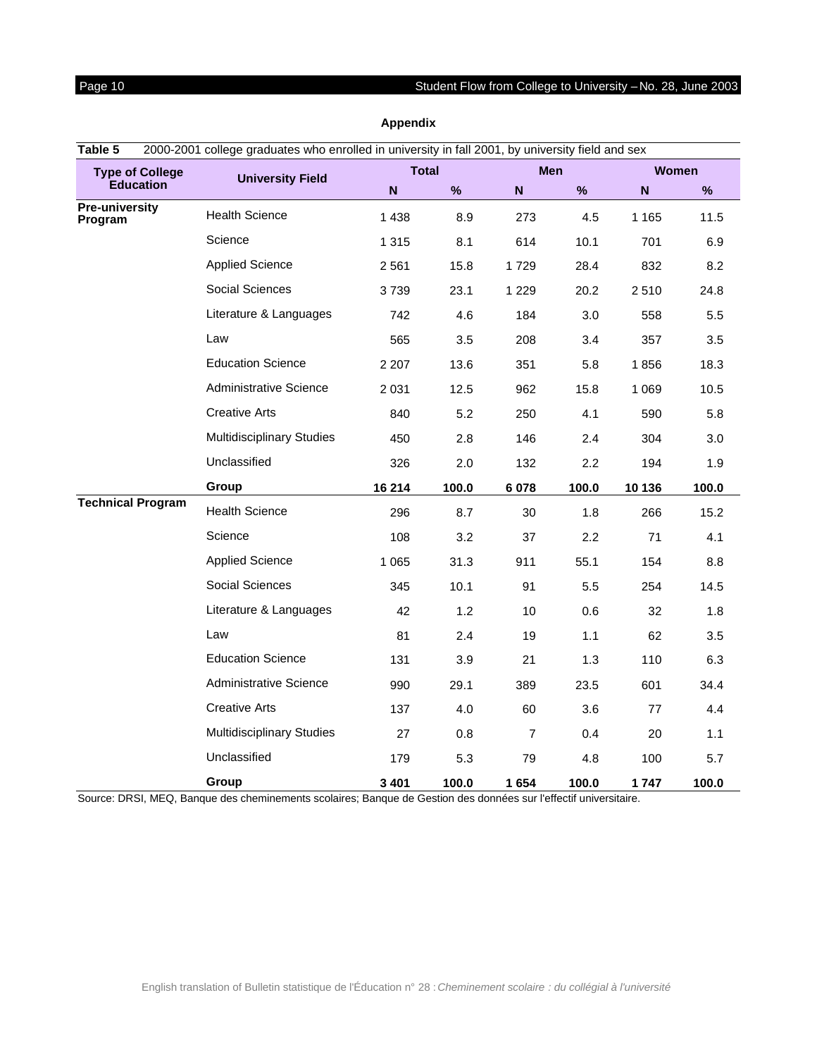## Appendix

**Table 5** 2000-2001 college graduates who enrolled in university in fall 2001, by university field and sex

| Type of College Education | University Field | Total | | Men | | Women | |
|---|---|---|---|---|---|---|---|
| | | N | % | N | % | N | % |
| **Pre-university Program** | Health Science | 1 438 | 8.9 | 273 | 4.5 | 1 165 | 11.5 |
| | Science | 1 315 | 8.1 | 614 | 10.1 | 701 | 6.9 |
| | Applied Science | 2 561 | 15.8 | 1 729 | 28.4 | 832 | 8.2 |
| | Social Sciences | 3 739 | 23.1 | 1 229 | 20.2 | 2 510 | 24.8 |
| | Literature & Languages | 742 | 4.6 | 184 | 3.0 | 558 | 5.5 |
| | Law | 565 | 3.5 | 208 | 3.4 | 357 | 3.5 |
| | Education Science | 2 207 | 13.6 | 351 | 5.8 | 1 856 | 18.3 |
| | Administrative Science | 2 031 | 12.5 | 962 | 15.8 | 1 069 | 10.5 |
| | Creative Arts | 840 | 5.2 | 250 | 4.1 | 590 | 5.8 |
| | Multidisciplinary Studies | 450 | 2.8 | 146 | 2.4 | 304 | 3.0 |
| | Unclassified | 326 | 2.0 | 132 | 2.2 | 194 | 1.9 |
| | **Group** | **16 214** | **100.0** | **6 078** | **100.0** | **10 136** | **100.0** |
| **Technical Program** | Health Science | 296 | 8.7 | 30 | 1.8 | 266 | 15.2 |
| | Science | 108 | 3.2 | 37 | 2.2 | 71 | 4.1 |
| | Applied Science | 1 065 | 31.3 | 911 | 55.1 | 154 | 8.8 |
| | Social Sciences | 345 | 10.1 | 91 | 5.5 | 254 | 14.5 |
| | Literature & Languages | 42 | 1.2 | 10 | 0.6 | 32 | 1.8 |
| | Law | 81 | 2.4 | 19 | 1.1 | 62 | 3.5 |
| | Education Science | 131 | 3.9 | 21 | 1.3 | 110 | 6.3 |
| | Administrative Science | 990 | 29.1 | 389 | 23.5 | 601 | 34.4 |
| | Creative Arts | 137 | 4.0 | 60 | 3.6 | 77 | 4.4 |
| | Multidisciplinary Studies | 27 | 0.8 | 7 | 0.4 | 20 | 1.1 |
| | Unclassified | 179 | 5.3 | 79 | 4.8 | 100 | 5.7 |
| | **Group** | **3 401** | **100.0** | **1 654** | **100.0** | **1 747** | **100.0** |

Source: DRSI, MEQ, Banque des cheminements scolaires; Banque de Gestion des données sur l'effectif universitaire.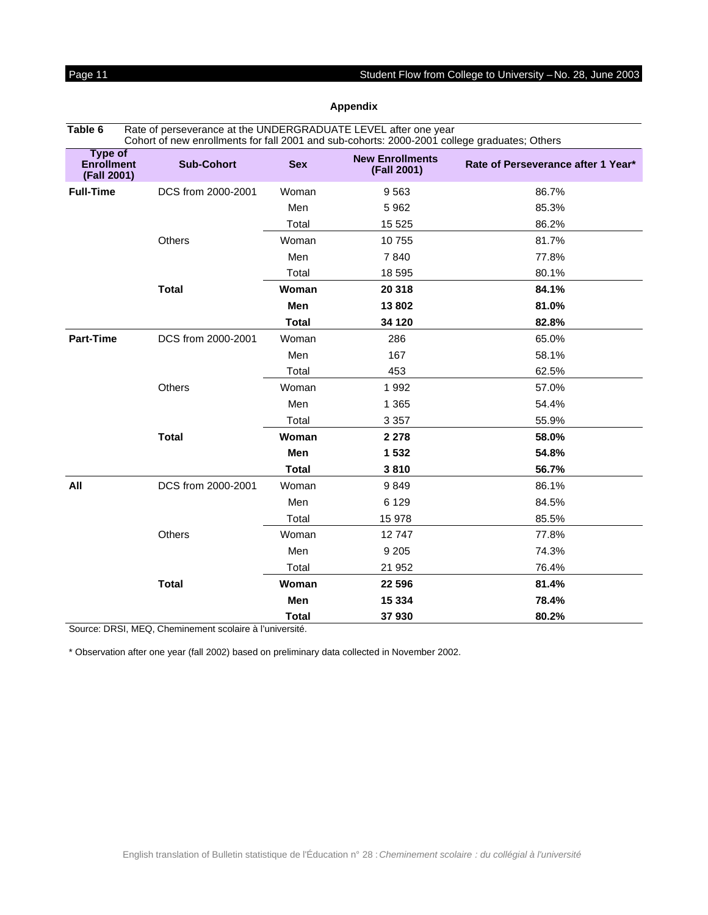## Appendix

**Table 6** Rate of perseverance at the UNDERGRADUATE LEVEL after one year
Cohort of new enrollments for fall 2001 and sub-cohorts: 2000-2001 college graduates; Others

| Type of Enrollment (Fall 2001) | Sub-Cohort | Sex | New Enrollments (Fall 2001) | Rate of Perseverance after 1 Year* |
|---|---|---|---|---|
| **Full-Time** | DCS from 2000-2001 | Woman | 9 563 | 86.7% |
| | | Men | 5 962 | 85.3% |
| | | Total | 15 525 | 86.2% |
| | Others | Woman | 10 755 | 81.7% |
| | | Men | 7 840 | 77.8% |
| | | Total | 18 595 | 80.1% |
| | **Total** | **Woman** | **20 318** | **84.1%** |
| | | **Men** | **13 802** | **81.0%** |
| | | **Total** | **34 120** | **82.8%** |
| **Part-Time** | DCS from 2000-2001 | Woman | 286 | 65.0% |
| | | Men | 167 | 58.1% |
| | | Total | 453 | 62.5% |
| | Others | Woman | 1 992 | 57.0% |
| | | Men | 1 365 | 54.4% |
| | | Total | 3 357 | 55.9% |
| | **Total** | **Woman** | **2 278** | **58.0%** |
| | | **Men** | **1 532** | **54.8%** |
| | | **Total** | **3 810** | **56.7%** |
| **All** | DCS from 2000-2001 | Woman | 9 849 | 86.1% |
| | | Men | 6 129 | 84.5% |
| | | Total | 15 978 | 85.5% |
| | Others | Woman | 12 747 | 77.8% |
| | | Men | 9 205 | 74.3% |
| | | Total | 21 952 | 76.4% |
| | **Total** | **Woman** | **22 596** | **81.4%** |
| | | **Men** | **15 334** | **78.4%** |
| | | **Total** | **37 930** | **80.2%** |

Source: DRSI, MEQ, Cheminement scolaire à l'université.

* Observation after one year (fall 2002) based on preliminary data collected in November 2002.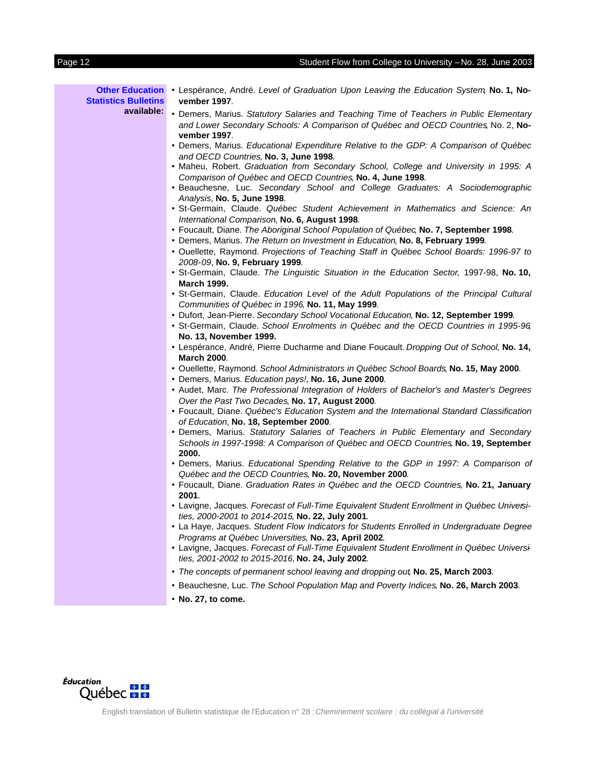**Other Education Statistics Bulletins available:**

- Lespérance, André. *Level of Graduation Upon Leaving the Education System*, **No. 1, November 1997**.
- Demers, Marius. *Statutory Salaries and Teaching Time of Teachers in Public Elementary and Lower Secondary Schools: A Comparison of Québec and OECD Countries*, No. 2, **November 1997**.
- Demers, Marius. *Educational Expenditure Relative to the GDP: A Comparison of Québec and OECD Countries*, **No. 3, June 1998**.
- Maheu, Robert. *Graduation from Secondary School, College and University in 1995: A Comparison of Québec and OECD Countries*, **No. 4, June 1998**.
- Beauchesne, Luc. *Secondary School and College Graduates: A Sociodemographic Analysis*, **No. 5, June 1998**.
- St-Germain, Claude. *Québec Student Achievement in Mathematics and Science: An International Comparison*, **No. 6, August 1998**.
- Foucault, Diane. *The Aboriginal School Population of Québec*, **No. 7, September 1998**.
- Demers, Marius. *The Return on Investment in Education*, **No. 8, February 1999**.
- Ouellette, Raymond. *Projections of Teaching Staff in Québec School Boards: 1996-97 to 2008-09*, **No. 9, February 1999**.
- St-Germain, Claude. *The Linguistic Situation in the Education Sector*, 1997-98, **No. 10, March 1999.**
- St-Germain, Claude. *Education Level of the Adult Populations of the Principal Cultural Communities of Québec in 1996*, **No. 11, May 1999**.
- Dufort, Jean-Pierre. *Secondary School Vocational Education*, **No. 12, September 1999**.
- St-Germain, Claude. *School Enrolments in Québec and the OECD Countries in 1995-96*, **No. 13, November 1999.**
- Lespérance, André, Pierre Ducharme and Diane Foucault. *Dropping Out of School*, **No. 14, March 2000**.
- Ouellette, Raymond. *School Administrators in Québec School Boards*, **No. 15, May 2000**.
- Demers, Marius. *Education pays!*, **No. 16, June 2000**.
- Audet, Marc. *The Professional Integration of Holders of Bachelor's and Master's Degrees Over the Past Two Decades*, **No. 17, August 2000**.
- Foucault, Diane. *Québec's Education System and the International Standard Classification of Education*, **No. 18, September 2000**.
- Demers, Marius. *Statutory Salaries of Teachers in Public Elementary and Secondary Schools in 1997-1998: A Comparison of Québec and OECD Countries*, **No. 19, September 2000.**
- Demers, Marius. *Educational Spending Relative to the GDP in 1997: A Comparison of Québec and the OECD Countries*, **No. 20, November 2000**.
- Foucault, Diane. *Graduation Rates in Québec and the OECD Countries*, **No. 21, January 2001**.
- Lavigne, Jacques. *Forecast of Full-Time Equivalent Student Enrollment in Québec Universities, 2000-2001 to 2014-2015*, **No. 22, July 2001**.
- La Haye, Jacques. *Student Flow Indicators for Students Enrolled in Undergraduate Degree Programs at Québec Universities*, **No. 23, April 2002**.
- Lavigne, Jacques. *Forecast of Full-Time Equivalent Student Enrollment in Québec Universities, 2001-2002 to 2015-2016,* **No. 24, July 2002**.
- *The concepts of permanent school leaving and dropping out*, **No. 25, March 2003**.
- Beauchesne, Luc. *The School Population Map and Poverty Indices*, **No. 26, March 2003**.
- **No. 27, to come.**

Éducation Québec

English translation of Bulletin statistique de l'Éducation n° 28 : *Cheminement scolaire : du collégial à l'université*